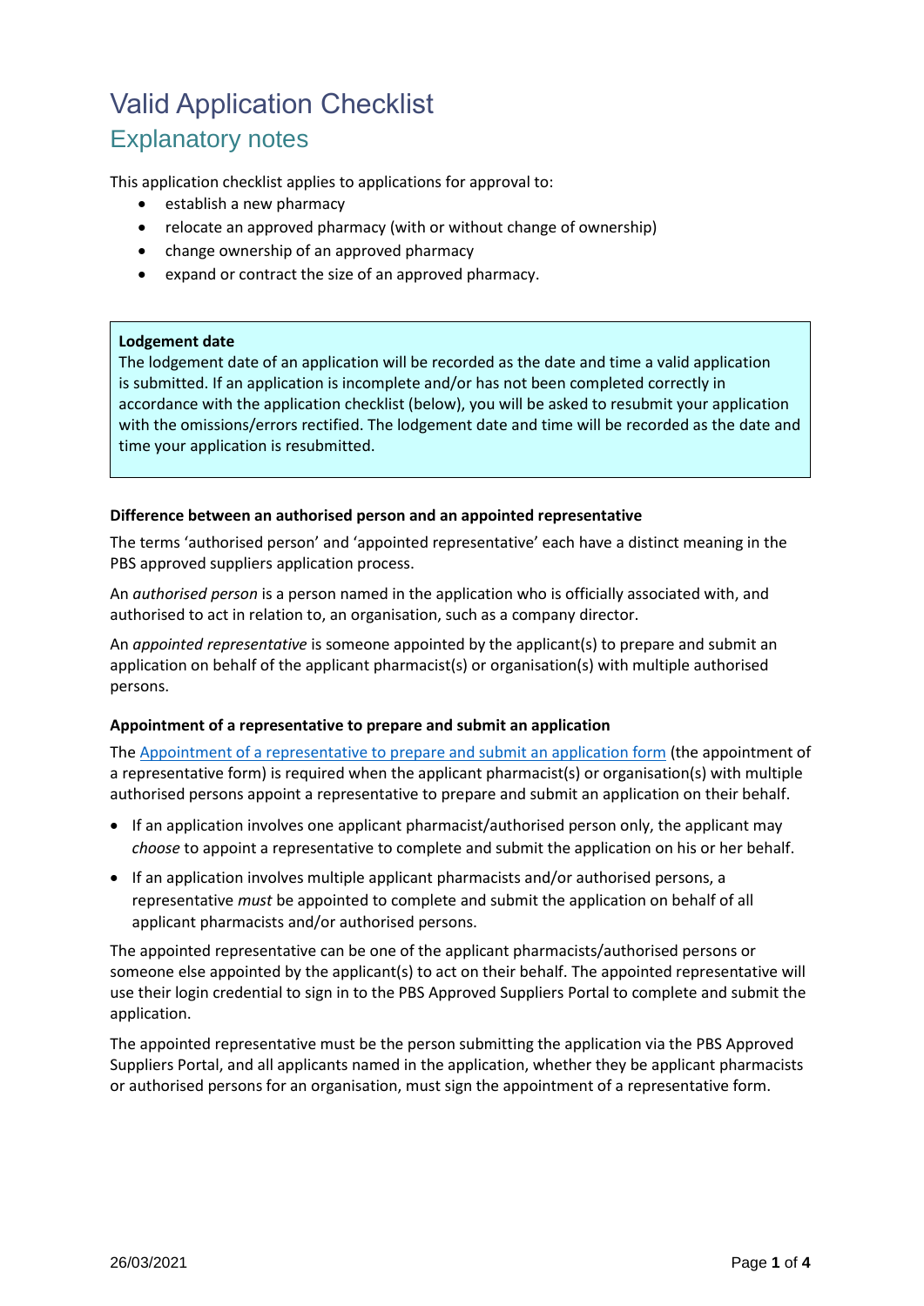# Valid Application Checklist

## Explanatory notes

This application checklist applies to applications for approval to:

- establish a new pharmacy
- relocate an approved pharmacy (with or without change of ownership)
- change ownership of an approved pharmacy
- expand or contract the size of an approved pharmacy.

**Lodgement date**

The lodgement date of an application will be recorded as the date and time a valid application is submitted. If an application is incomplete and/or has not been completed correctly in accordance with the application checklist (below), you will be asked to resubmit your application with the omissions/errors rectified. The lodgement date and time will be recorded as the date and time your application is resubmitted.

**Difference between an authorised person and an appointed representative**

The terms 'authorised person' and 'appointed representative' each have a distinct meaning in the PBS approved suppliers application process.

An *authorised person* is a person named in the application who is officially associated with, and authorised to act in relation to, an organisation, such as a company director.

An *appointed representative* is someone appointed by the applicant(s) to prepare and submit an application on behalf of the applicant pharmacist(s) or organisation(s) with multiple authorised persons.

**Appointment of a representative to prepare and submit an application**

The Appointment of a representative to prepare and submit an application form (the appointment of a representative form) is required when the applicant pharmacist(s) or organisation(s) with multiple authorised persons appoint a representative to prepare and submit an application on their behalf.

- If an application involves one applicant pharmacist/authorised person only, the applicant may *choose* to appoint a representative to complete and submit the application on his or her behalf.
- If an application involves multiple applicant pharmacists and/or authorised persons, a representative *must* be appointed to complete and submit the application on behalf of all applicant pharmacists and/or authorised persons.

The appointed representative can be one of the applicant pharmacists/authorised persons or someone else appointed by the applicant(s) to act on their behalf. The appointed representative will use their login credential to sign in to the PBS Approved Suppliers Portal to complete and submit the application.

The appointed representative must be the person submitting the application via the PBS Approved Suppliers Portal, and all applicants named in the application, whether they be applicant pharmacists or authorised persons for an organisation, must sign the appointment of a representative form.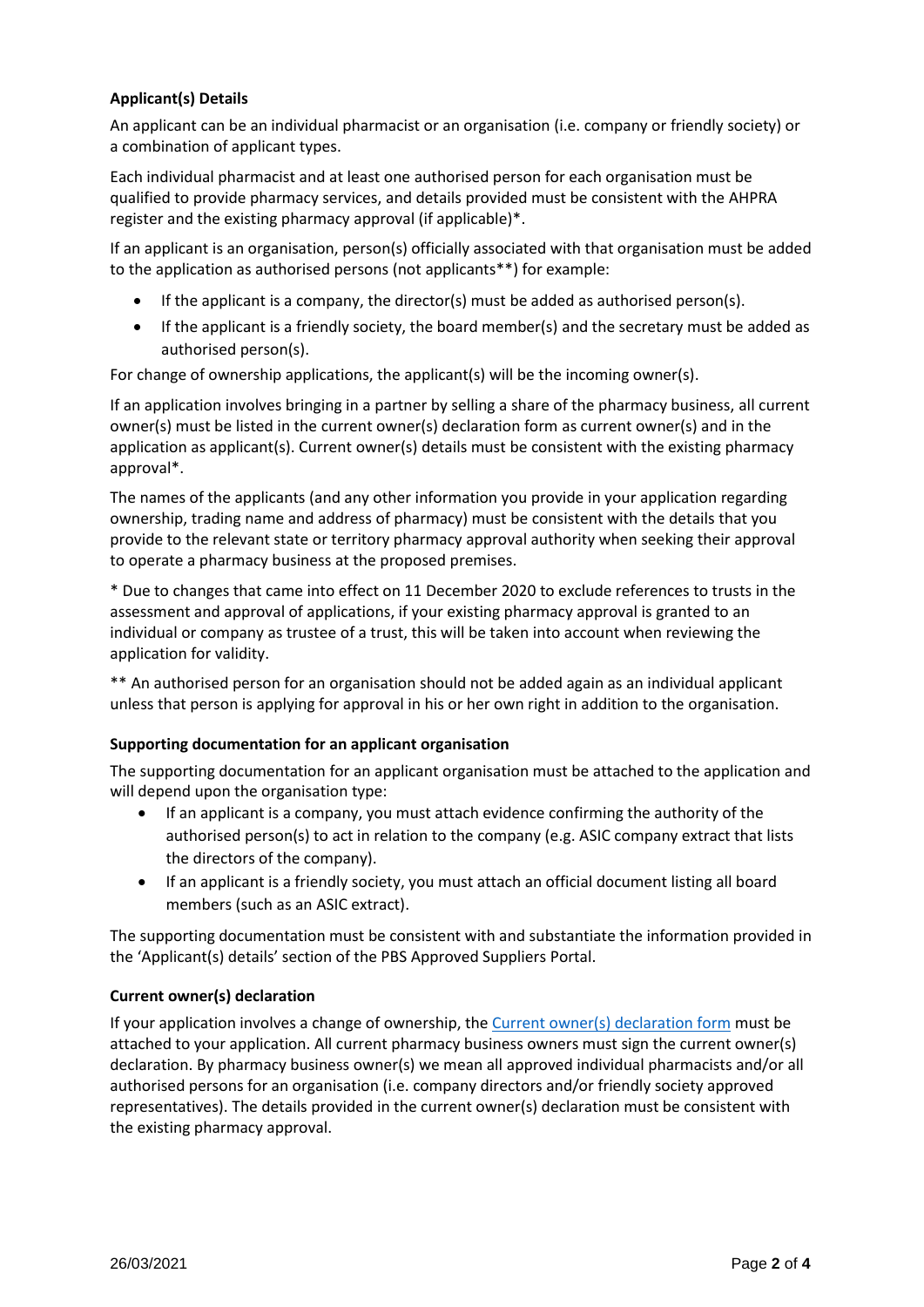**Applicant(s) Details**

An applicant can be an individual pharmacist or an organisation (i.e. company or friendly society) or a combination of applicant types.

Each individual pharmacist and at least one authorised person for each organisation must be qualified to provide pharmacy services, and details provided must be consistent with the AHPRA register and the existing pharmacy approval (if applicable)*.

If an applicant is an organisation, person(s) officially associated with that organisation must be added to the application as authorised persons (not applicants**) for example:

- If the applicant is a company, the director(s) must be added as authorised person(s).
- If the applicant is a friendly society, the board member(s) and the secretary must be added as authorised person(s).

For change of ownership applications, the applicant(s) will be the incoming owner(s).

If an application involves bringing in a partner by selling a share of the pharmacy business, all current owner(s) must be listed in the current owner(s) declaration form as current owner(s) and in the application as applicant(s). Current owner(s) details must be consistent with the existing pharmacy approval*.

The names of the applicants (and any other information you provide in your application regarding ownership, trading name and address of pharmacy) must be consistent with the details that you provide to the relevant state or territory pharmacy approval authority when seeking their approval to operate a pharmacy business at the proposed premises.

* Due to changes that came into effect on 11 December 2020 to exclude references to trusts in the assessment and approval of applications, if your existing pharmacy approval is granted to an individual or company as trustee of a trust, this will be taken into account when reviewing the application for validity.

** An authorised person for an organisation should not be added again as an individual applicant unless that person is applying for approval in his or her own right in addition to the organisation.

**Supporting documentation for an applicant organisation**

The supporting documentation for an applicant organisation must be attached to the application and will depend upon the organisation type:

- If an applicant is a company, you must attach evidence confirming the authority of the authorised person(s) to act in relation to the company (e.g. ASIC company extract that lists the directors of the company).
- If an applicant is a friendly society, you must attach an official document listing all board members (such as an ASIC extract).

The supporting documentation must be consistent with and substantiate the information provided in the 'Applicant(s) details' section of the PBS Approved Suppliers Portal.

**Current owner(s) declaration**

If your application involves a change of ownership, the Current owner(s) declaration form must be attached to your application. All current pharmacy business owners must sign the current owner(s) declaration. By pharmacy business owner(s) we mean all approved individual pharmacists and/or all authorised persons for an organisation (i.e. company directors and/or friendly society approved representatives). The details provided in the current owner(s) declaration must be consistent with the existing pharmacy approval.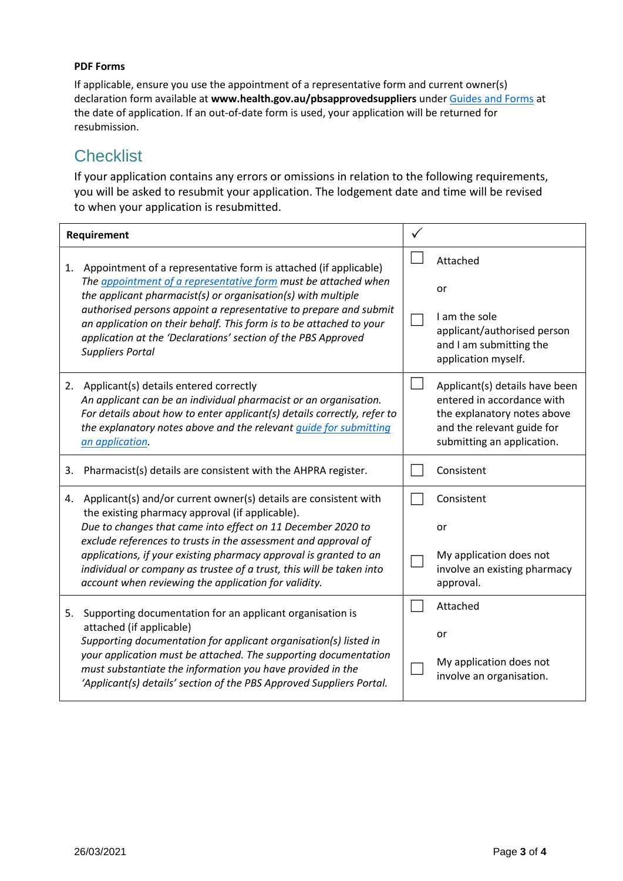**PDF Forms**

If applicable, ensure you use the appointment of a representative form and current owner(s) declaration form available at **www.health.gov.au/pbsapprovedsuppliers** under [Guides and Forms] at the date of application. If an out-of-date form is used, your application will be returned for resubmission.

## Checklist

If your application contains any errors or omissions in relation to the following requirements, you will be asked to resubmit your application. The lodgement date and time will be revised to when your application is resubmitted.

| **Requirement** | ✓ |
|---|---|
| 1. Appointment of a representative form is attached (if applicable)<br>*The appointment of a representative form must be attached when the applicant pharmacist(s) or organisation(s) with multiple authorised persons appoint a representative to prepare and submit an application on their behalf. This form is to be attached to your application at the 'Declarations' section of the PBS Approved Suppliers Portal* | ☐ Attached<br><br>or<br><br>☐ I am the sole applicant/authorised person and I am submitting the application myself. |
| 2. Applicant(s) details entered correctly<br>*An applicant can be an individual pharmacist or an organisation. For details about how to enter applicant(s) details correctly, refer to the explanatory notes above and the relevant guide for submitting an application.* | ☐ Applicant(s) details have been entered in accordance with the explanatory notes above and the relevant guide for submitting an application. |
| 3. Pharmacist(s) details are consistent with the AHPRA register. | ☐ Consistent |
| 4. Applicant(s) and/or current owner(s) details are consistent with the existing pharmacy approval (if applicable).<br>*Due to changes that came into effect on 11 December 2020 to exclude references to trusts in the assessment and approval of applications, if your existing pharmacy approval is granted to an individual or company as trustee of a trust, this will be taken into account when reviewing the application for validity.* | ☐ Consistent<br><br>or<br><br>☐ My application does not involve an existing pharmacy approval. |
| 5. Supporting documentation for an applicant organisation is attached (if applicable)<br>*Supporting documentation for applicant organisation(s) listed in your application must be attached. The supporting documentation must substantiate the information you have provided in the 'Applicant(s) details' section of the PBS Approved Suppliers Portal.* | ☐ Attached<br><br>or<br><br>☐ My application does not involve an organisation. |

26/03/2021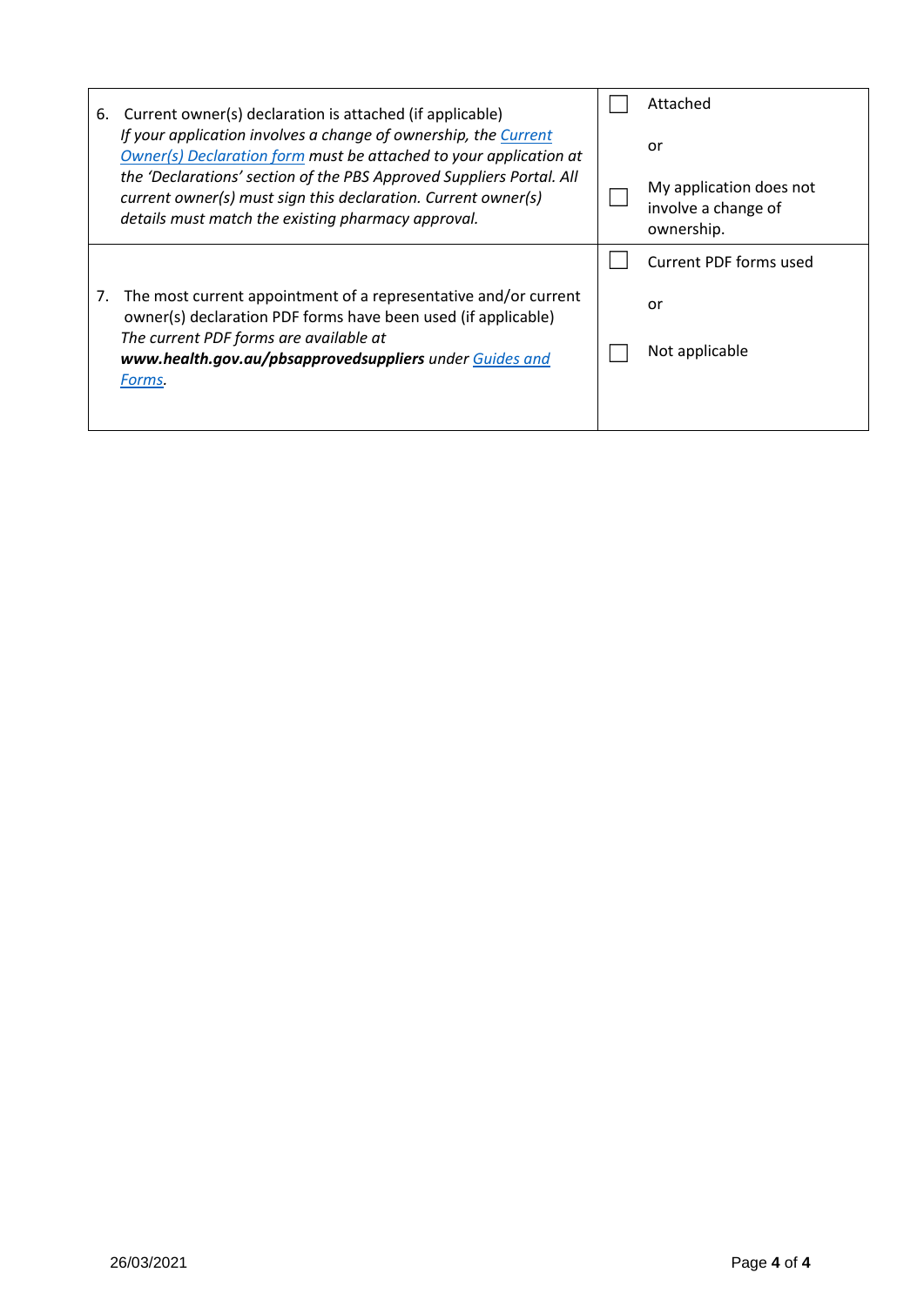| | |
|---|---|
| 6. Current owner(s) declaration is attached (if applicable)<br>*If your application involves a change of ownership, the [Current Owner(s) Declaration form](#) must be attached to your application at the 'Declarations' section of the PBS Approved Suppliers Portal. All current owner(s) must sign this declaration. Current owner(s) details must match the existing pharmacy approval.* | ☐ Attached<br><br>or<br><br>☐ My application does not involve a change of ownership. |
| 7. The most current appointment of a representative and/or current owner(s) declaration PDF forms have been used (if applicable)<br>*The current PDF forms are available at* ***www.health.gov.au/pbsapprovedsuppliers*** *under [Guides and Forms](#).* | ☐ Current PDF forms used<br><br>or<br><br>☐ Not applicable |

26/03/2021